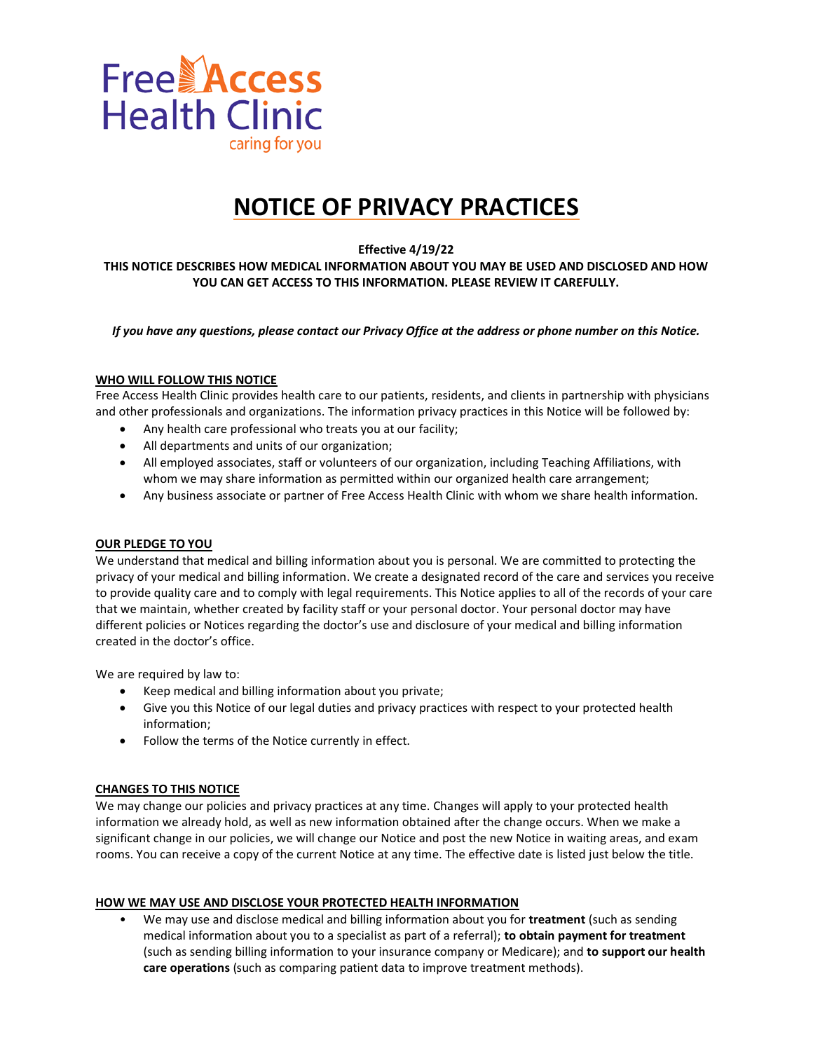Free Access Health Clinic
caring for you

# NOTICE OF PRIVACY PRACTICES

**Effective 4/19/22**

**THIS NOTICE DESCRIBES HOW MEDICAL INFORMATION ABOUT YOU MAY BE USED AND DISCLOSED AND HOW YOU CAN GET ACCESS TO THIS INFORMATION. PLEASE REVIEW IT CAREFULLY.**

***If you have any questions, please contact our Privacy Office at the address or phone number on this Notice.***

## WHO WILL FOLLOW THIS NOTICE

Free Access Health Clinic provides health care to our patients, residents, and clients in partnership with physicians and other professionals and organizations. The information privacy practices in this Notice will be followed by:

- Any health care professional who treats you at our facility;
- All departments and units of our organization;
- All employed associates, staff or volunteers of our organization, including Teaching Affiliations, with whom we may share information as permitted within our organized health care arrangement;
- Any business associate or partner of Free Access Health Clinic with whom we share health information.

## OUR PLEDGE TO YOU

We understand that medical and billing information about you is personal. We are committed to protecting the privacy of your medical and billing information. We create a designated record of the care and services you receive to provide quality care and to comply with legal requirements. This Notice applies to all of the records of your care that we maintain, whether created by facility staff or your personal doctor. Your personal doctor may have different policies or Notices regarding the doctor's use and disclosure of your medical and billing information created in the doctor's office.

We are required by law to:

- Keep medical and billing information about you private;
- Give you this Notice of our legal duties and privacy practices with respect to your protected health information;
- Follow the terms of the Notice currently in effect.

## CHANGES TO THIS NOTICE

We may change our policies and privacy practices at any time. Changes will apply to your protected health information we already hold, as well as new information obtained after the change occurs. When we make a significant change in our policies, we will change our Notice and post the new Notice in waiting areas, and exam rooms. You can receive a copy of the current Notice at any time. The effective date is listed just below the title.

## HOW WE MAY USE AND DISCLOSE YOUR PROTECTED HEALTH INFORMATION

- We may use and disclose medical and billing information about you for **treatment** (such as sending medical information about you to a specialist as part of a referral); **to obtain payment for treatment** (such as sending billing information to your insurance company or Medicare); and **to support our health care operations** (such as comparing patient data to improve treatment methods).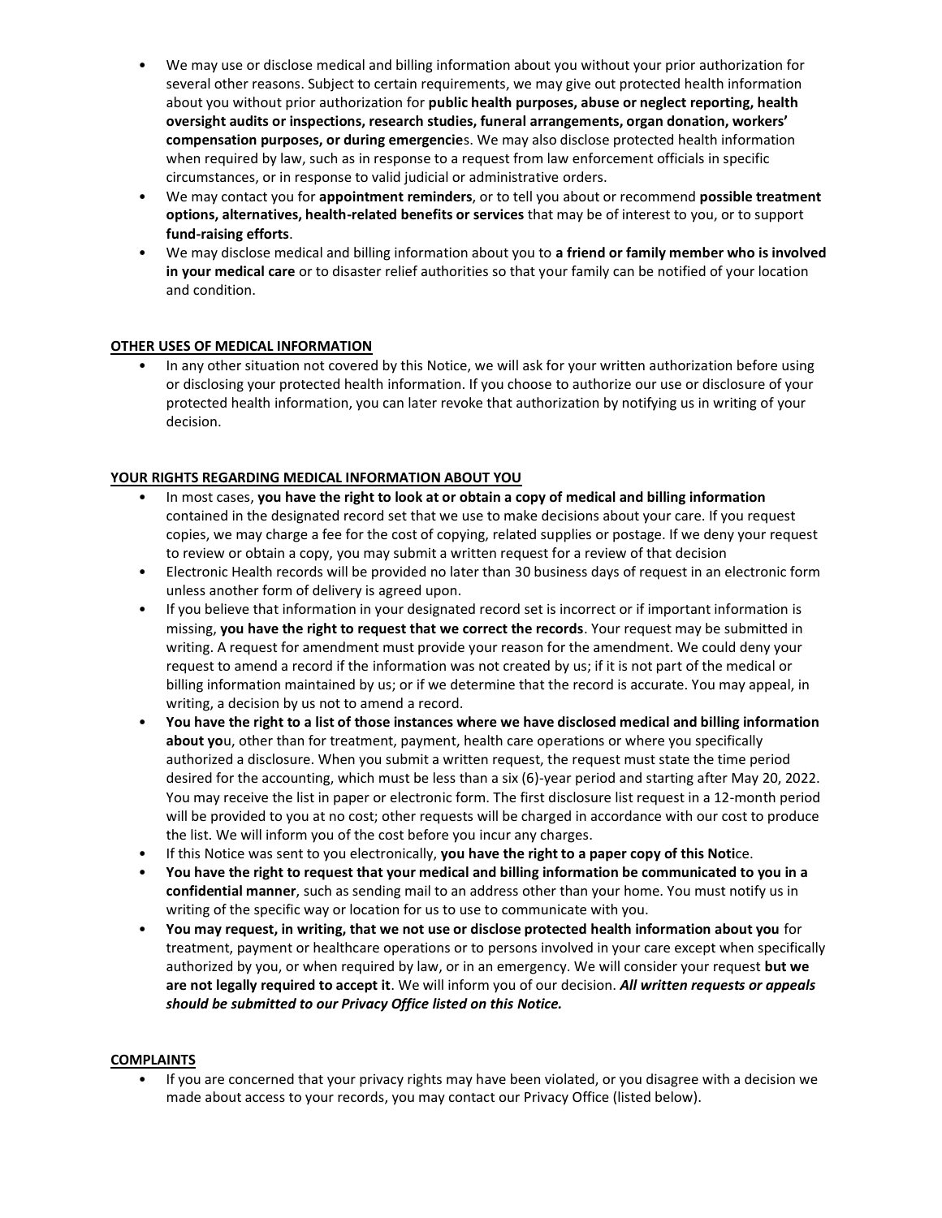- We may use or disclose medical and billing information about you without your prior authorization for several other reasons. Subject to certain requirements, we may give out protected health information about you without prior authorization for **public health purposes, abuse or neglect reporting, health oversight audits or inspections, research studies, funeral arrangements, organ donation, workers' compensation purposes, or during emergencie**s. We may also disclose protected health information when required by law, such as in response to a request from law enforcement officials in specific circumstances, or in response to valid judicial or administrative orders.
- We may contact you for **appointment reminders**, or to tell you about or recommend **possible treatment options, alternatives, health-related benefits or services** that may be of interest to you, or to support **fund-raising efforts**.
- We may disclose medical and billing information about you to **a friend or family member who is involved in your medical care** or to disaster relief authorities so that your family can be notified of your location and condition.

**OTHER USES OF MEDICAL INFORMATION**

- In any other situation not covered by this Notice, we will ask for your written authorization before using or disclosing your protected health information. If you choose to authorize our use or disclosure of your protected health information, you can later revoke that authorization by notifying us in writing of your decision.

**YOUR RIGHTS REGARDING MEDICAL INFORMATION ABOUT YOU**

- In most cases, **you have the right to look at or obtain a copy of medical and billing information** contained in the designated record set that we use to make decisions about your care. If you request copies, we may charge a fee for the cost of copying, related supplies or postage. If we deny your request to review or obtain a copy, you may submit a written request for a review of that decision
- Electronic Health records will be provided no later than 30 business days of request in an electronic form unless another form of delivery is agreed upon.
- If you believe that information in your designated record set is incorrect or if important information is missing, **you have the right to request that we correct the records**. Your request may be submitted in writing. A request for amendment must provide your reason for the amendment. We could deny your request to amend a record if the information was not created by us; if it is not part of the medical or billing information maintained by us; or if we determine that the record is accurate. You may appeal, in writing, a decision by us not to amend a record.
- **You have the right to a list of those instances where we have disclosed medical and billing information about yo**u, other than for treatment, payment, health care operations or where you specifically authorized a disclosure. When you submit a written request, the request must state the time period desired for the accounting, which must be less than a six (6)-year period and starting after May 20, 2022. You may receive the list in paper or electronic form. The first disclosure list request in a 12-month period will be provided to you at no cost; other requests will be charged in accordance with our cost to produce the list. We will inform you of the cost before you incur any charges.
- If this Notice was sent to you electronically, **you have the right to a paper copy of this Noti**ce.
- **You have the right to request that your medical and billing information be communicated to you in a confidential manner**, such as sending mail to an address other than your home. You must notify us in writing of the specific way or location for us to use to communicate with you.
- **You may request, in writing, that we not use or disclose protected health information about you** for treatment, payment or healthcare operations or to persons involved in your care except when specifically authorized by you, or when required by law, or in an emergency. We will consider your request **but we are not legally required to accept it**. We will inform you of our decision. ***All written requests or appeals should be submitted to our Privacy Office listed on this Notice.***

**COMPLAINTS**

- If you are concerned that your privacy rights may have been violated, or you disagree with a decision we made about access to your records, you may contact our Privacy Office (listed below).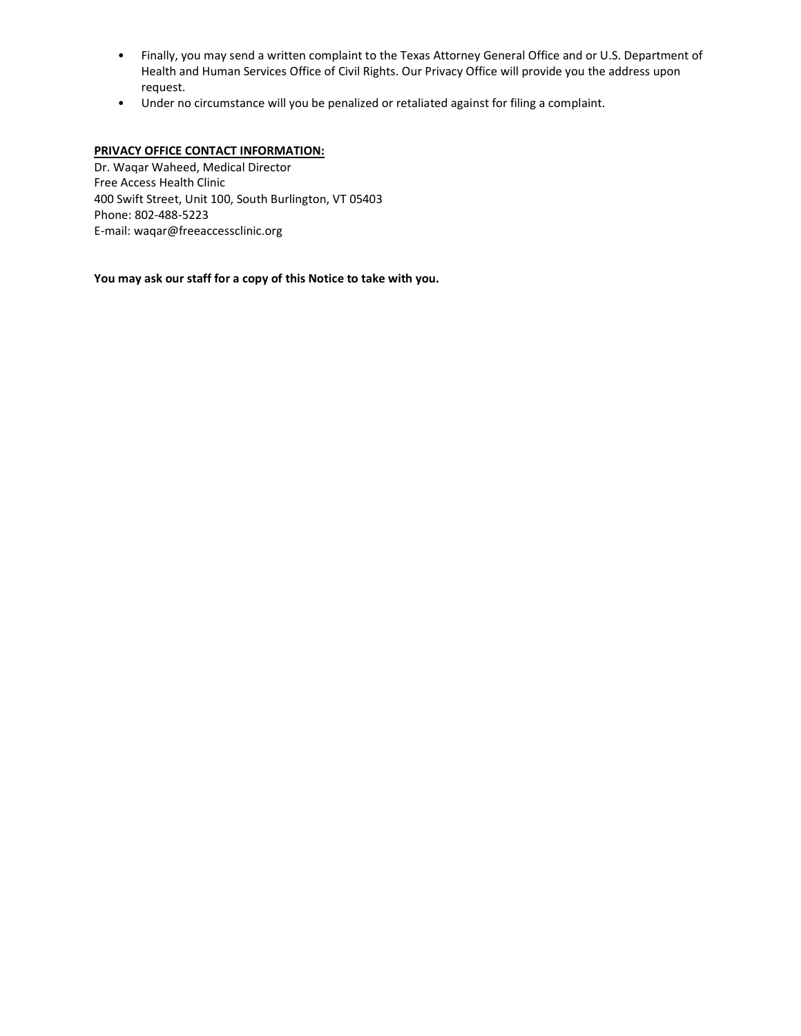- Finally, you may send a written complaint to the Texas Attorney General Office and or U.S. Department of Health and Human Services Office of Civil Rights. Our Privacy Office will provide you the address upon request.
- Under no circumstance will you be penalized or retaliated against for filing a complaint.

**PRIVACY OFFICE CONTACT INFORMATION:**

Dr. Waqar Waheed, Medical Director
Free Access Health Clinic
400 Swift Street, Unit 100, South Burlington, VT 05403
Phone: 802-488-5223
E-mail: waqar@freeaccessclinic.org

**You may ask our staff for a copy of this Notice to take with you.**